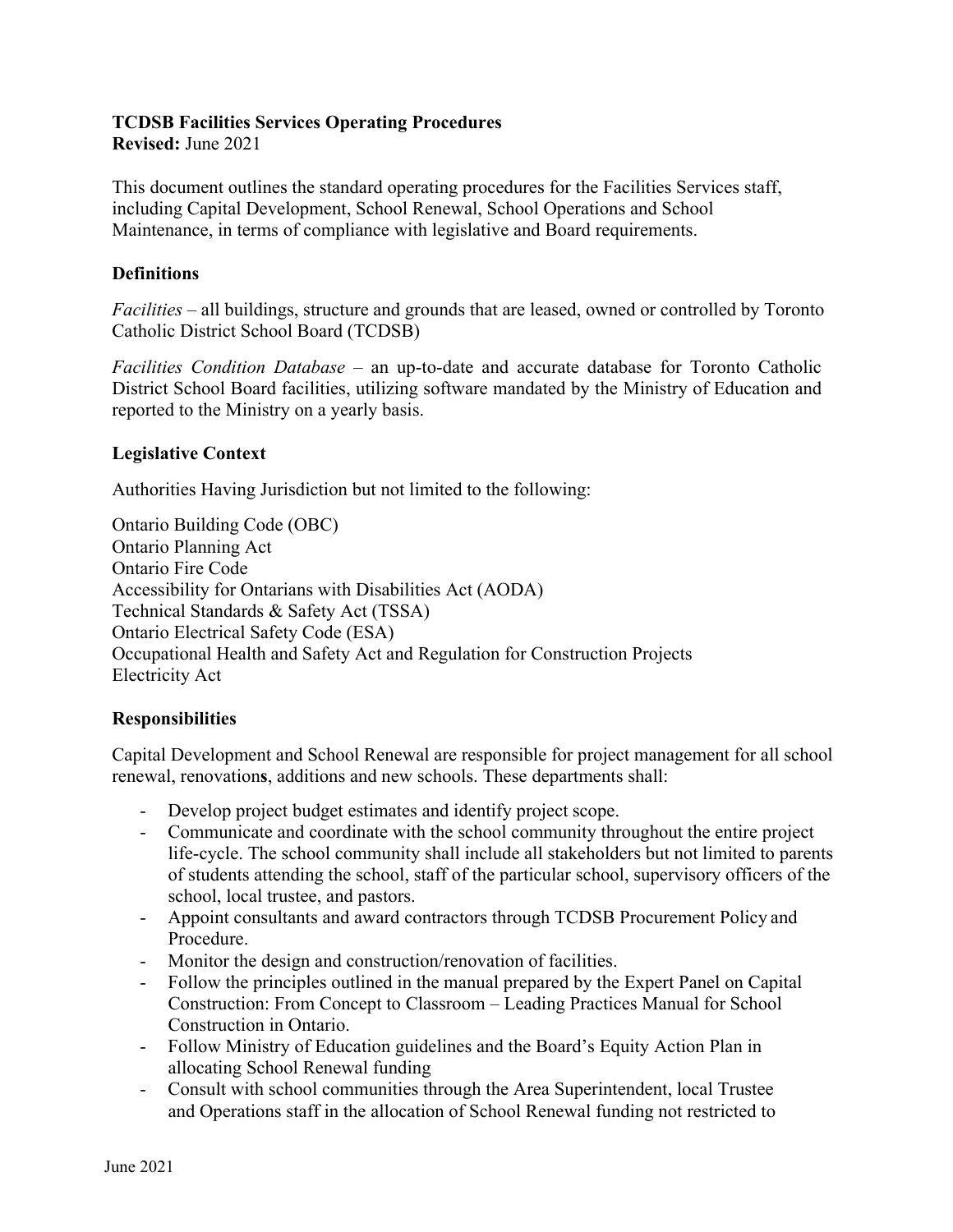**TCDSB Facilities Services Operating Procedures**
**Revised:** June 2021

This document outlines the standard operating procedures for the Facilities Services staff, including Capital Development, School Renewal, School Operations and School Maintenance, in terms of compliance with legislative and Board requirements.

## Definitions

*Facilities* – all buildings, structure and grounds that are leased, owned or controlled by Toronto Catholic District School Board (TCDSB)

*Facilities Condition Database* – an up-to-date and accurate database for Toronto Catholic District School Board facilities, utilizing software mandated by the Ministry of Education and reported to the Ministry on a yearly basis.

## Legislative Context

Authorities Having Jurisdiction but not limited to the following:

Ontario Building Code (OBC)
Ontario Planning Act
Ontario Fire Code
Accessibility for Ontarians with Disabilities Act (AODA)
Technical Standards & Safety Act (TSSA)
Ontario Electrical Safety Code (ESA)
Occupational Health and Safety Act and Regulation for Construction Projects
Electricity Act

## Responsibilities

Capital Development and School Renewal are responsible for project management for all school renewal, renovation**s**, additions and new schools. These departments shall:

- Develop project budget estimates and identify project scope.
- Communicate and coordinate with the school community throughout the entire project life-cycle. The school community shall include all stakeholders but not limited to parents of students attending the school, staff of the particular school, supervisory officers of the school, local trustee, and pastors.
- Appoint consultants and award contractors through TCDSB Procurement Policy and Procedure.
- Monitor the design and construction/renovation of facilities.
- Follow the principles outlined in the manual prepared by the Expert Panel on Capital Construction: From Concept to Classroom – Leading Practices Manual for School Construction in Ontario.
- Follow Ministry of Education guidelines and the Board's Equity Action Plan in allocating School Renewal funding
- Consult with school communities through the Area Superintendent, local Trustee and Operations staff in the allocation of School Renewal funding not restricted to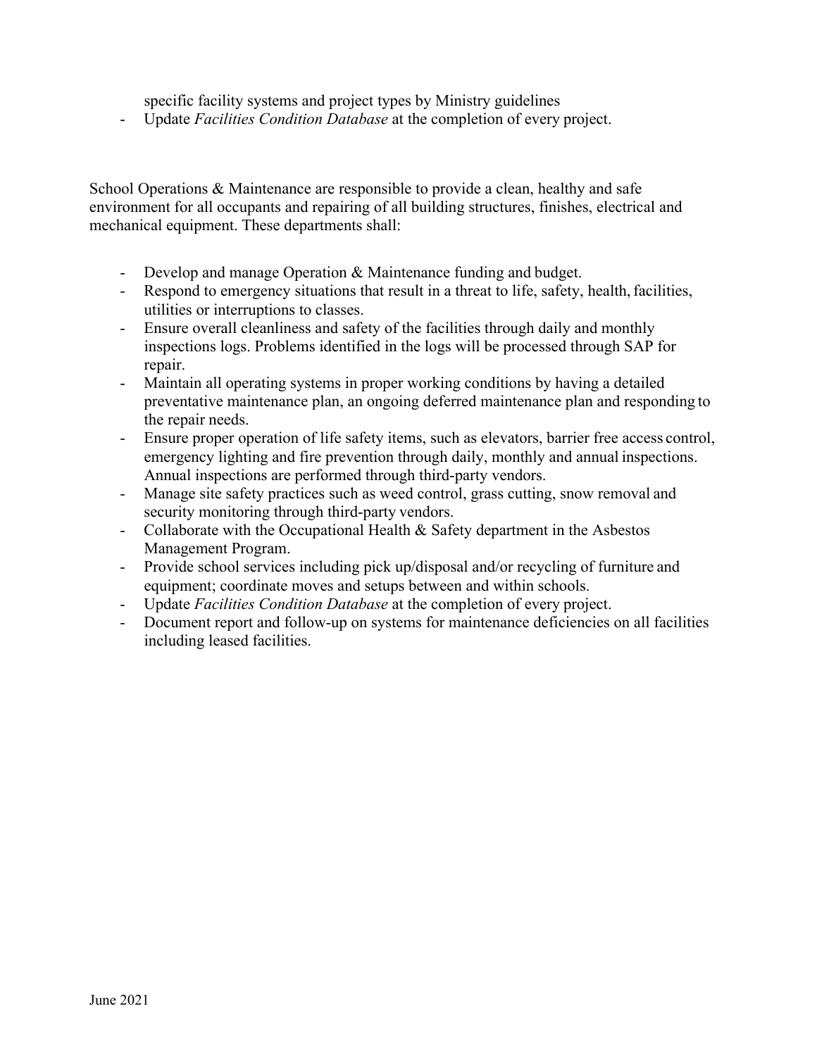specific facility systems and project types by Ministry guidelines

- Update *Facilities Condition Database* at the completion of every project.

School Operations & Maintenance are responsible to provide a clean, healthy and safe environment for all occupants and repairing of all building structures, finishes, electrical and mechanical equipment. These departments shall:

- Develop and manage Operation & Maintenance funding and budget.
- Respond to emergency situations that result in a threat to life, safety, health, facilities, utilities or interruptions to classes.
- Ensure overall cleanliness and safety of the facilities through daily and monthly inspections logs. Problems identified in the logs will be processed through SAP for repair.
- Maintain all operating systems in proper working conditions by having a detailed preventative maintenance plan, an ongoing deferred maintenance plan and responding to the repair needs.
- Ensure proper operation of life safety items, such as elevators, barrier free access control, emergency lighting and fire prevention through daily, monthly and annual inspections. Annual inspections are performed through third-party vendors.
- Manage site safety practices such as weed control, grass cutting, snow removal and security monitoring through third-party vendors.
- Collaborate with the Occupational Health & Safety department in the Asbestos Management Program.
- Provide school services including pick up/disposal and/or recycling of furniture and equipment; coordinate moves and setups between and within schools.
- Update *Facilities Condition Database* at the completion of every project.
- Document report and follow-up on systems for maintenance deficiencies on all facilities including leased facilities.

June 2021